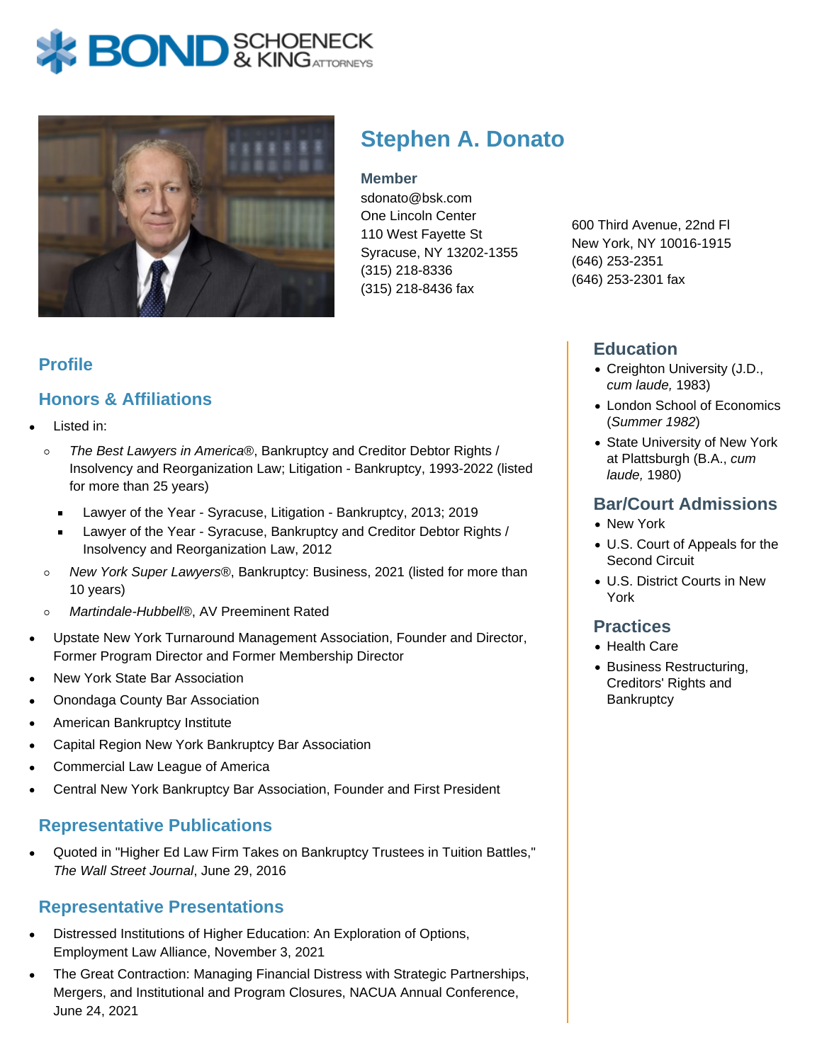BOND SCHOENECK & KING ATTORNEYS

# Stephen A. Donato

**Member**
sdonato@bsk.com
One Lincoln Center
110 West Fayette St
Syracuse, NY 13202-1355
(315) 218-8336
(315) 218-8436 fax

600 Third Avenue, 22nd Fl
New York, NY 10016-1915
(646) 253-2351
(646) 253-2301 fax

## Profile

## Honors & Affiliations

- Listed in:
  - *The Best Lawyers in America*®, Bankruptcy and Creditor Debtor Rights / Insolvency and Reorganization Law; Litigation - Bankruptcy, 1993-2022 (listed for more than 25 years)
    - Lawyer of the Year - Syracuse, Litigation - Bankruptcy, 2013; 2019
    - Lawyer of the Year - Syracuse, Bankruptcy and Creditor Debtor Rights / Insolvency and Reorganization Law, 2012
  - *New York Super Lawyers*®, Bankruptcy: Business, 2021 (listed for more than 10 years)
  - *Martindale-Hubbell*®, AV Preeminent Rated
- Upstate New York Turnaround Management Association, Founder and Director, Former Program Director and Former Membership Director
- New York State Bar Association
- Onondaga County Bar Association
- American Bankruptcy Institute
- Capital Region New York Bankruptcy Bar Association
- Commercial Law League of America
- Central New York Bankruptcy Bar Association, Founder and First President

## Representative Publications

- Quoted in "Higher Ed Law Firm Takes on Bankruptcy Trustees in Tuition Battles," *The Wall Street Journal*, June 29, 2016

## Representative Presentations

- Distressed Institutions of Higher Education: An Exploration of Options, Employment Law Alliance, November 3, 2021
- The Great Contraction: Managing Financial Distress with Strategic Partnerships, Mergers, and Institutional and Program Closures, NACUA Annual Conference, June 24, 2021

## Education

- Creighton University (J.D., *cum laude,* 1983)
- London School of Economics (*Summer 1982*)
- State University of New York at Plattsburgh (B.A., *cum laude,* 1980)

## Bar/Court Admissions

- New York
- U.S. Court of Appeals for the Second Circuit
- U.S. District Courts in New York

## Practices

- Health Care
- Business Restructuring, Creditors' Rights and Bankruptcy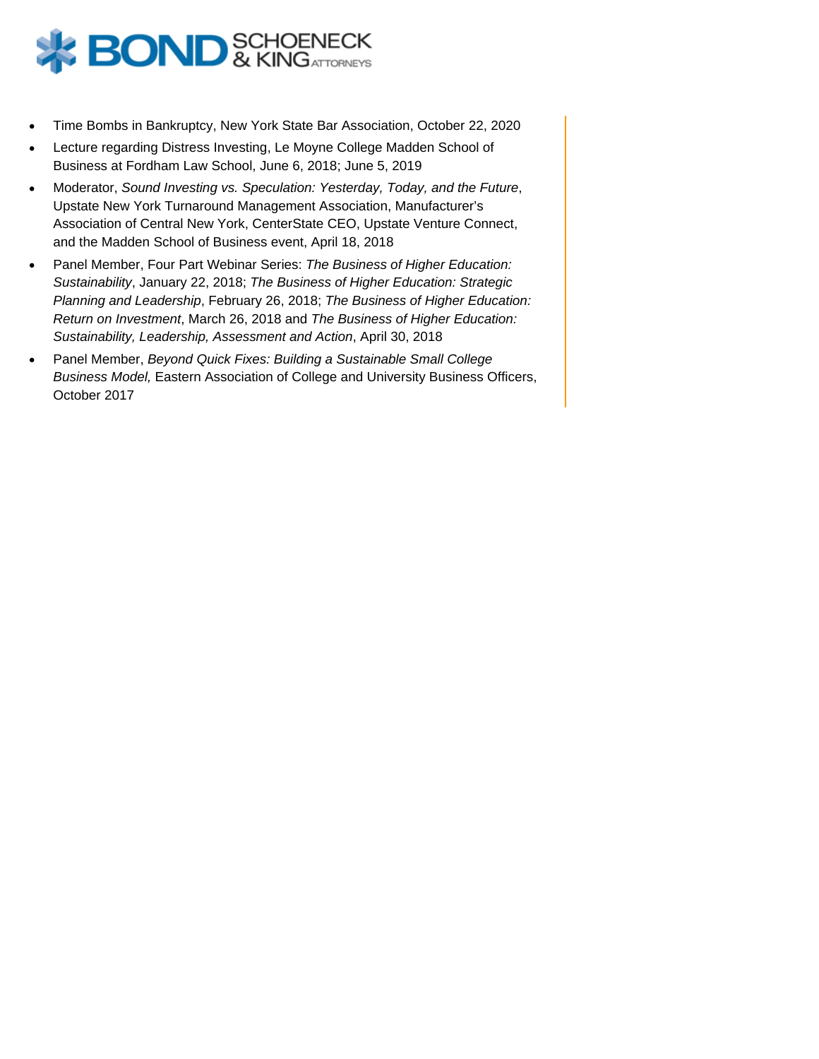- Time Bombs in Bankruptcy, New York State Bar Association, October 22, 2020
- Lecture regarding Distress Investing, Le Moyne College Madden School of Business at Fordham Law School, June 6, 2018; June 5, 2019
- Moderator, *Sound Investing vs. Speculation: Yesterday, Today, and the Future*, Upstate New York Turnaround Management Association, Manufacturer's Association of Central New York, CenterState CEO, Upstate Venture Connect, and the Madden School of Business event, April 18, 2018
- Panel Member, Four Part Webinar Series: *The Business of Higher Education: Sustainability*, January 22, 2018; *The Business of Higher Education: Strategic Planning and Leadership*, February 26, 2018; *The Business of Higher Education: Return on Investment*, March 26, 2018 and *The Business of Higher Education: Sustainability, Leadership, Assessment and Action*, April 30, 2018
- Panel Member, *Beyond Quick Fixes: Building a Sustainable Small College Business Model,* Eastern Association of College and University Business Officers, October 2017